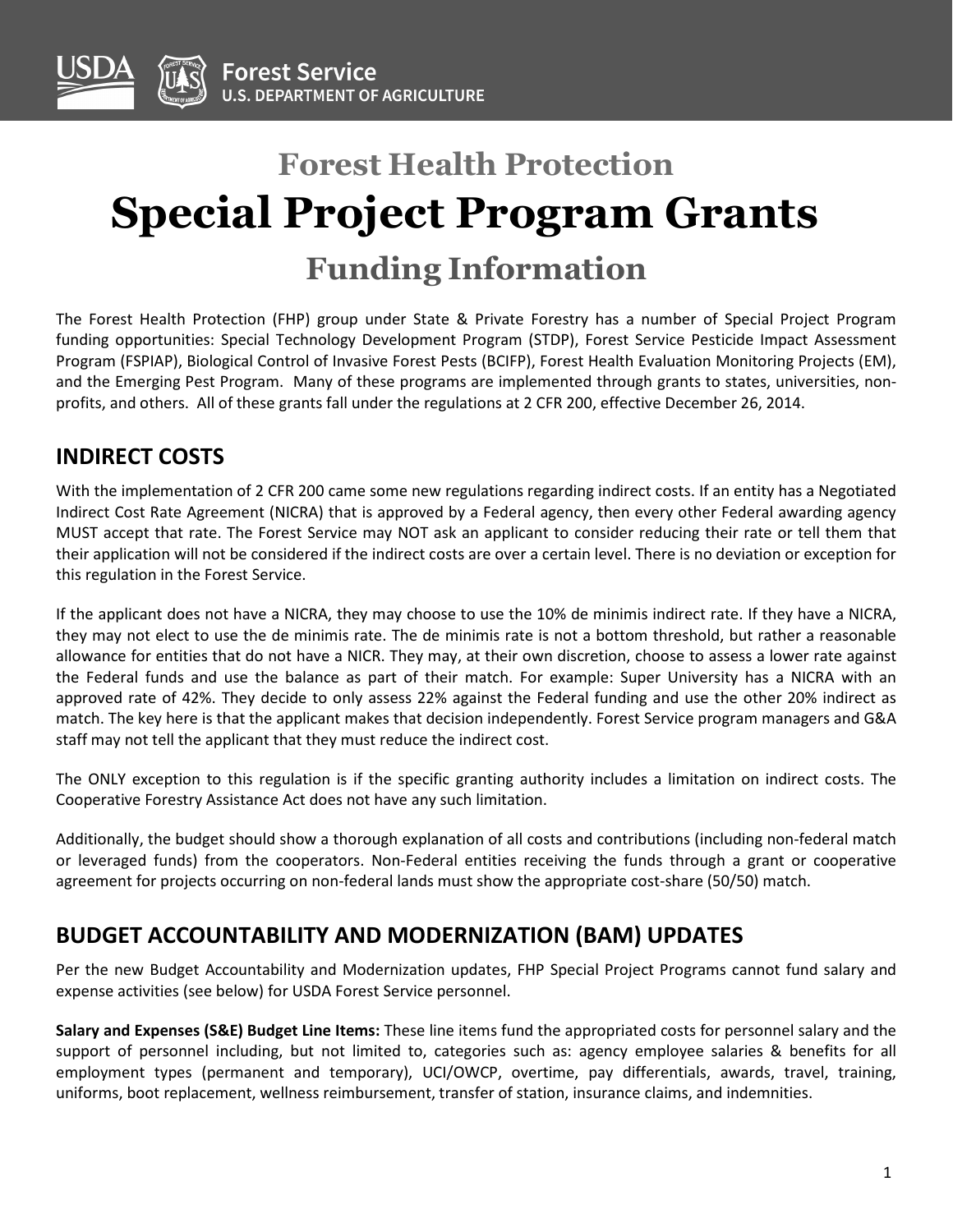# Forest Health Protection

# Special Project Program Grants

## Funding Information

The Forest Health Protection (FHP) group under State & Private Forestry has a number of Special Project Program funding opportunities: Special Technology Development Program (STDP), Forest Service Pesticide Impact Assessment Program (FSPIAP), Biological Control of Invasive Forest Pests (BCIFP), Forest Health Evaluation Monitoring Projects (EM), and the Emerging Pest Program. Many of these programs are implemented through grants to states, universities, non-profits, and others. All of these grants fall under the regulations at 2 CFR 200, effective December 26, 2014.

## INDIRECT COSTS

With the implementation of 2 CFR 200 came some new regulations regarding indirect costs. If an entity has a Negotiated Indirect Cost Rate Agreement (NICRA) that is approved by a Federal agency, then every other Federal awarding agency MUST accept that rate. The Forest Service may NOT ask an applicant to consider reducing their rate or tell them that their application will not be considered if the indirect costs are over a certain level. There is no deviation or exception for this regulation in the Forest Service.

If the applicant does not have a NICRA, they may choose to use the 10% de minimis indirect rate. If they have a NICRA, they may not elect to use the de minimis rate. The de minimis rate is not a bottom threshold, but rather a reasonable allowance for entities that do not have a NICR. They may, at their own discretion, choose to assess a lower rate against the Federal funds and use the balance as part of their match. For example: Super University has a NICRA with an approved rate of 42%. They decide to only assess 22% against the Federal funding and use the other 20% indirect as match. The key here is that the applicant makes that decision independently. Forest Service program managers and G&A staff may not tell the applicant that they must reduce the indirect cost.

The ONLY exception to this regulation is if the specific granting authority includes a limitation on indirect costs. The Cooperative Forestry Assistance Act does not have any such limitation.

Additionally, the budget should show a thorough explanation of all costs and contributions (including non-federal match or leveraged funds) from the cooperators. Non-Federal entities receiving the funds through a grant or cooperative agreement for projects occurring on non-federal lands must show the appropriate cost-share (50/50) match.

## BUDGET ACCOUNTABILITY AND MODERNIZATION (BAM) UPDATES

Per the new Budget Accountability and Modernization updates, FHP Special Project Programs cannot fund salary and expense activities (see below) for USDA Forest Service personnel.

**Salary and Expenses (S&E) Budget Line Items:** These line items fund the appropriated costs for personnel salary and the support of personnel including, but not limited to, categories such as: agency employee salaries & benefits for all employment types (permanent and temporary), UCI/OWCP, overtime, pay differentials, awards, travel, training, uniforms, boot replacement, wellness reimbursement, transfer of station, insurance claims, and indemnities.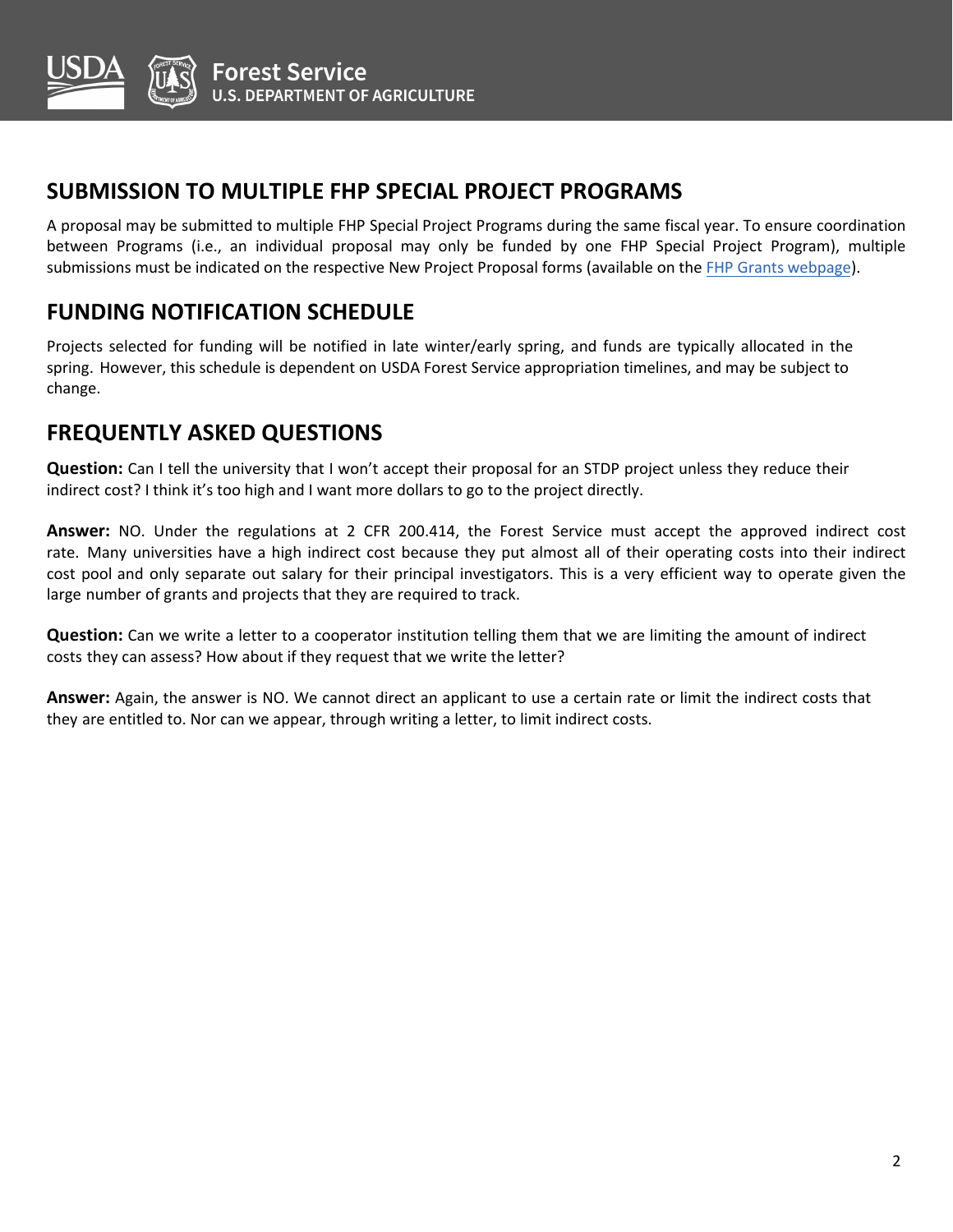## SUBMISSION TO MULTIPLE FHP SPECIAL PROJECT PROGRAMS

A proposal may be submitted to multiple FHP Special Project Programs during the same fiscal year. To ensure coordination between Programs (i.e., an individual proposal may only be funded by one FHP Special Project Program), multiple submissions must be indicated on the respective New Project Proposal forms (available on the FHP Grants webpage).

## FUNDING NOTIFICATION SCHEDULE

Projects selected for funding will be notified in late winter/early spring, and funds are typically allocated in the spring. However, this schedule is dependent on USDA Forest Service appropriation timelines, and may be subject to change.

## FREQUENTLY ASKED QUESTIONS

**Question:** Can I tell the university that I won't accept their proposal for an STDP project unless they reduce their indirect cost? I think it's too high and I want more dollars to go to the project directly.

**Answer:** NO. Under the regulations at 2 CFR 200.414, the Forest Service must accept the approved indirect cost rate. Many universities have a high indirect cost because they put almost all of their operating costs into their indirect cost pool and only separate out salary for their principal investigators. This is a very efficient way to operate given the large number of grants and projects that they are required to track.

**Question:** Can we write a letter to a cooperator institution telling them that we are limiting the amount of indirect costs they can assess? How about if they request that we write the letter?

**Answer:** Again, the answer is NO. We cannot direct an applicant to use a certain rate or limit the indirect costs that they are entitled to. Nor can we appear, through writing a letter, to limit indirect costs.